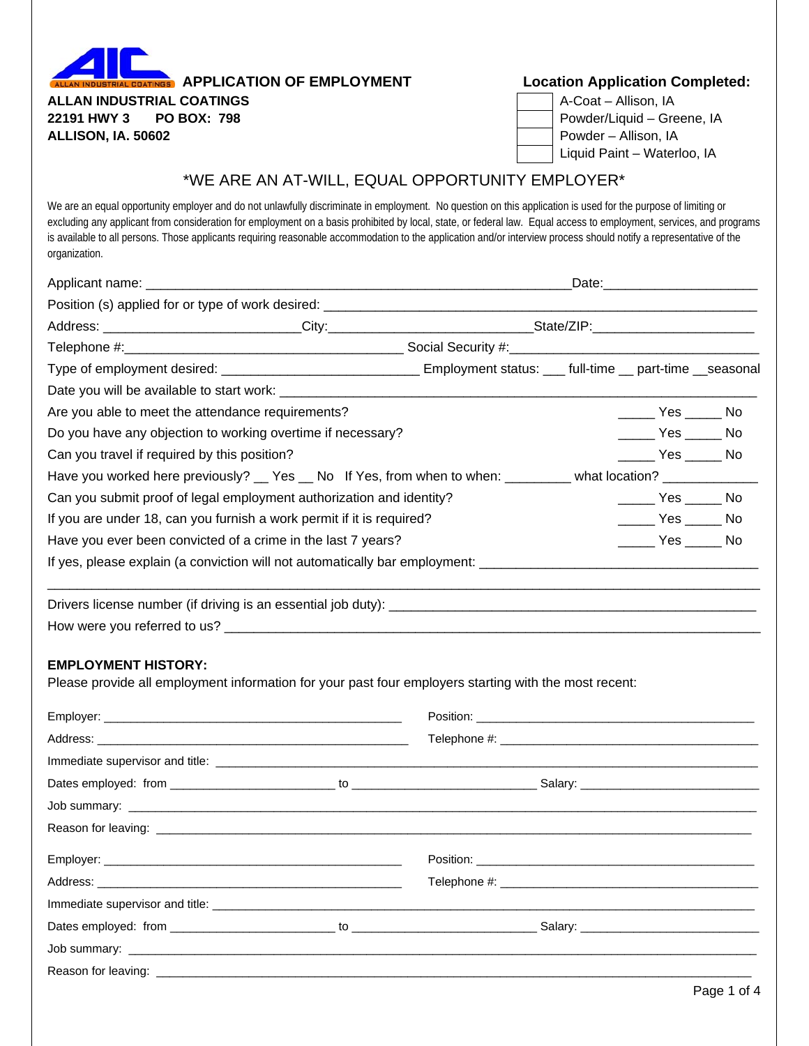# APPLICATION OF EMPLOYMENT

**ALLAN INDUSTRIAL COATINGS**
**22191 HWY 3 PO BOX: 798**
**ALLISON, IA. 50602**

**Location Application Completed:**

- ☐ A-Coat – Allison, IA
- ☐ Powder/Liquid – Greene, IA
- ☐ Powder – Allison, IA
- ☐ Liquid Paint – Waterloo, IA

## *WE ARE AN AT-WILL, EQUAL OPPORTUNITY EMPLOYER*

We are an equal opportunity employer and do not unlawfully discriminate in employment. No question on this application is used for the purpose of limiting or excluding any applicant from consideration for employment on a basis prohibited by local, state, or federal law. Equal access to employment, services, and programs is available to all persons. Those applicants requiring reasonable accommodation to the application and/or interview process should notify a representative of the organization.

Applicant name: ____________________________________________ Date: ____________________

Position (s) applied for or type of work desired: ____________________________________________

Address: ________________________ City: ________________________ State/ZIP: ____________________

Telephone #: ________________________________ Social Security #: ________________________________

Type of employment desired: ________________________ Employment status: ___ full-time __ part-time __seasonal

Date you will be available to start work: ____________________________________________

Are you able to meet the attendance requirements? _____ Yes _____ No

Do you have any objection to working overtime if necessary? _____ Yes _____ No

Can you travel if required by this position? _____ Yes _____ No

Have you worked here previously? __ Yes __ No If Yes, from when to when: ________ what location? ____________

Can you submit proof of legal employment authorization and identity? _____ Yes _____ No

If you are under 18, can you furnish a work permit if it is required? _____ Yes _____ No

Have you ever been convicted of a crime in the last 7 years? _____ Yes _____ No

If yes, please explain (a conviction will not automatically bar employment: ________________________________

____________________________________________________________________________________________

Drivers license number (if driving is an essential job duty): ____________________________________________

How were you referred to us? ____________________________________________________________

**EMPLOYMENT HISTORY:**

Please provide all employment information for your past four employers starting with the most recent:

Employer: ________________________________________ Position: ________________________________________

Address: ________________________________________ Telephone #: ________________________________________

Immediate supervisor and title: ____________________________________________________________________

Dates employed: from ______________________ to ________________________ Salary: ________________________

Job summary: ________________________________________________________________________________

Reason for leaving: ____________________________________________________________________________

Employer: ________________________________________ Position: ________________________________________

Address: ________________________________________ Telephone #: ________________________________________

Immediate supervisor and title: ____________________________________________________________________

Dates employed: from ______________________ to ________________________ Salary: ________________________

Job summary: ________________________________________________________________________________

Reason for leaving: ____________________________________________________________________________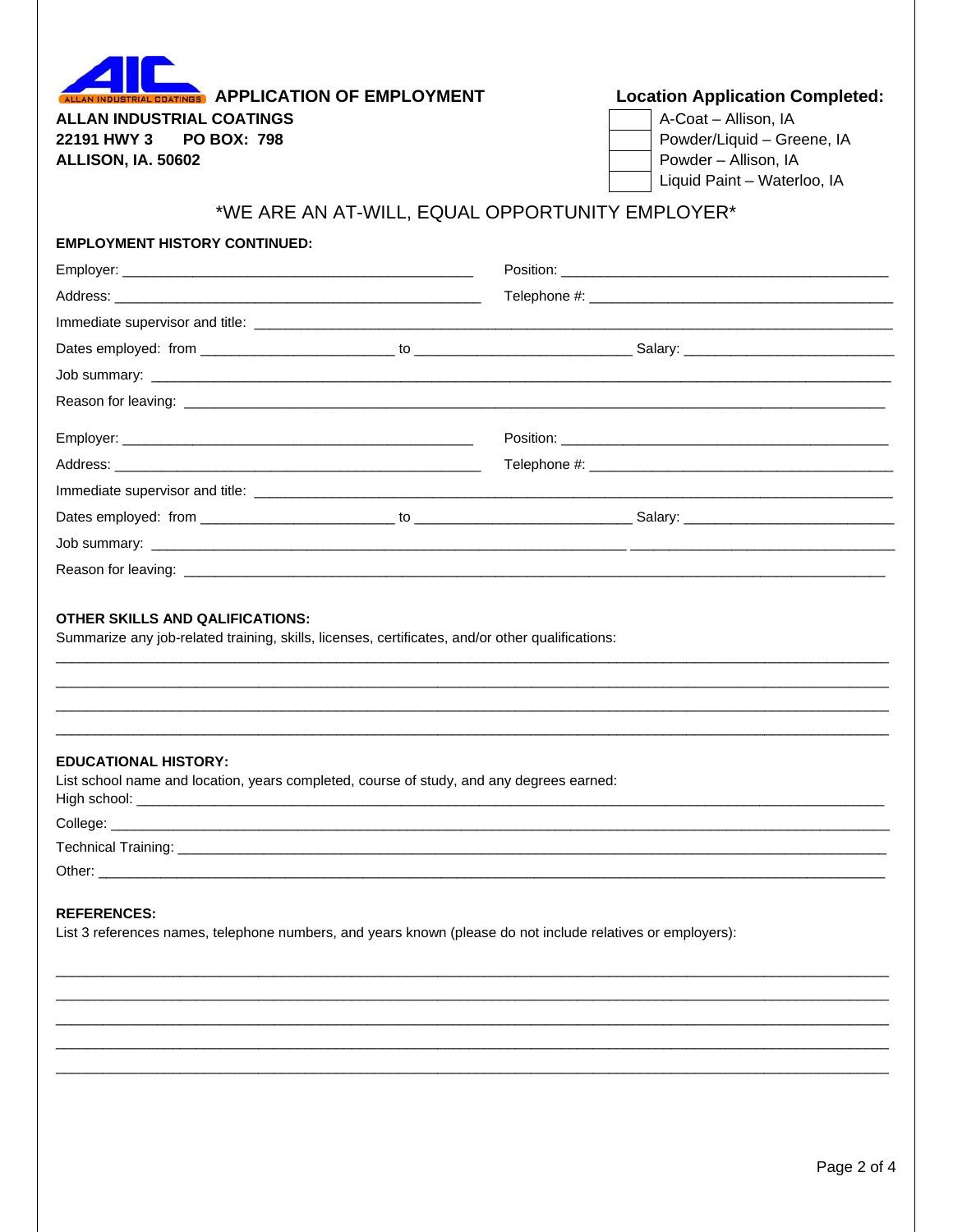**APPLICATION OF EMPLOYMENT**

**ALLAN INDUSTRIAL COATINGS**
**22191 HWY 3 PO BOX: 798**
**ALLISON, IA. 50602**

**Location Application Completed:**

- ☐ A-Coat – Allison, IA
- ☐ Powder/Liquid – Greene, IA
- ☐ Powder – Allison, IA
- ☐ Liquid Paint – Waterloo, IA

*WE ARE AN AT-WILL, EQUAL OPPORTUNITY EMPLOYER*

**EMPLOYMENT HISTORY CONTINUED:**

Employer: ____________________ Position: ____________________

Address: ____________________ Telephone #: ____________________

Immediate supervisor and title: ____________________

Dates employed: from ____________ to ____________ Salary: ____________

Job summary: ____________________

Reason for leaving: ____________________

Employer: ____________________ Position: ____________________

Address: ____________________ Telephone #: ____________________

Immediate supervisor and title: ____________________

Dates employed: from ____________ to ____________ Salary: ____________

Job summary: ____________________

Reason for leaving: ____________________

**OTHER SKILLS AND QALIFICATIONS:**

Summarize any job-related training, skills, licenses, certificates, and/or other qualifications:

____________________

____________________

____________________

____________________

**EDUCATIONAL HISTORY:**

List school name and location, years completed, course of study, and any degrees earned:

High school: ____________________

College: ____________________

Technical Training: ____________________

Other: ____________________

**REFERENCES:**

List 3 references names, telephone numbers, and years known (please do not include relatives or employers):

____________________

____________________

____________________

____________________

____________________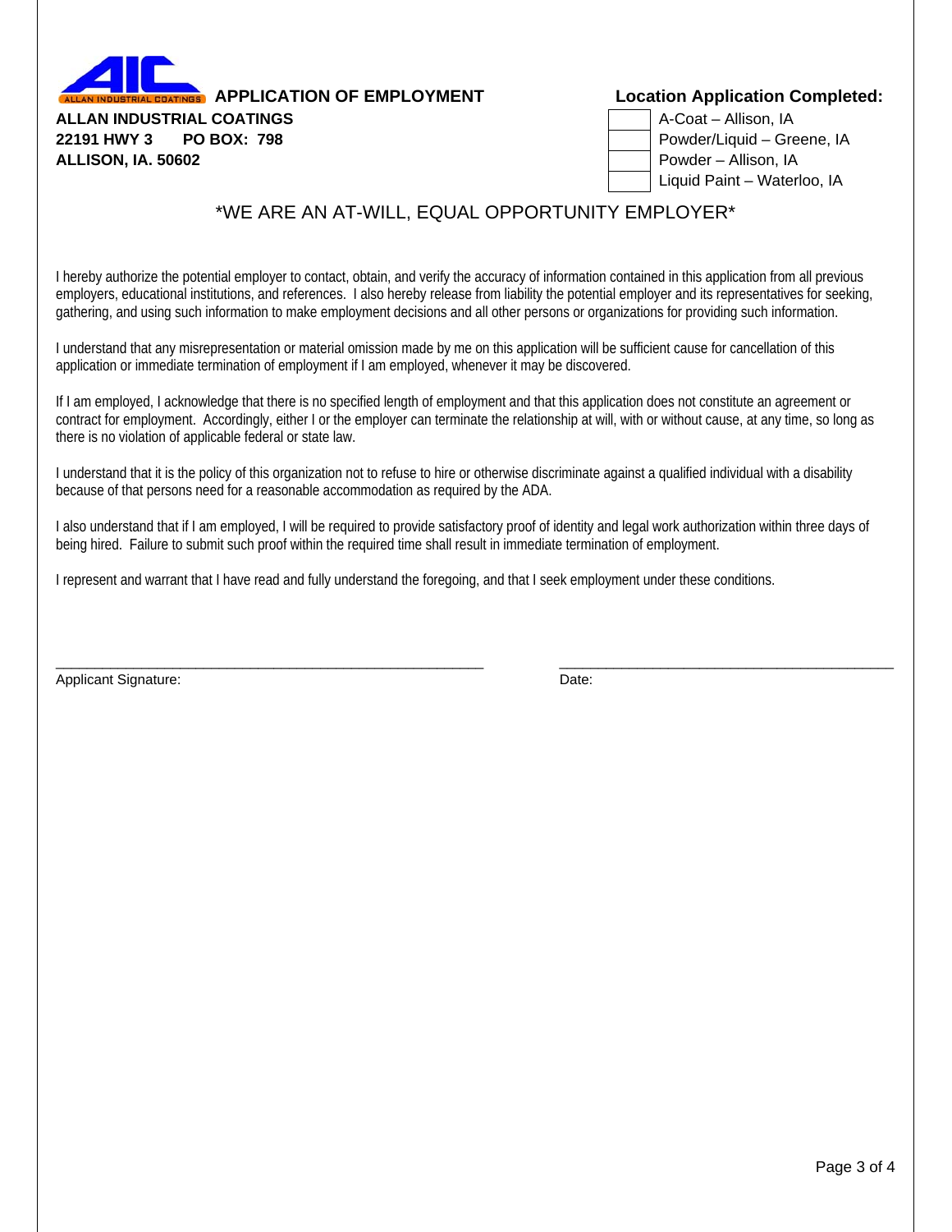**APPLICATION OF EMPLOYMENT**

**ALLAN INDUSTRIAL COATINGS**
**22191 HWY 3 PO BOX: 798**
**ALLISON, IA. 50602**

**Location Application Completed:**

| | |
|---|---|
| | A-Coat – Allison, IA |
| | Powder/Liquid – Greene, IA |
| | Powder – Allison, IA |
| | Liquid Paint – Waterloo, IA |

*WE ARE AN AT-WILL, EQUAL OPPORTUNITY EMPLOYER*

I hereby authorize the potential employer to contact, obtain, and verify the accuracy of information contained in this application from all previous employers, educational institutions, and references. I also hereby release from liability the potential employer and its representatives for seeking, gathering, and using such information to make employment decisions and all other persons or organizations for providing such information.

I understand that any misrepresentation or material omission made by me on this application will be sufficient cause for cancellation of this application or immediate termination of employment if I am employed, whenever it may be discovered.

If I am employed, I acknowledge that there is no specified length of employment and that this application does not constitute an agreement or contract for employment. Accordingly, either I or the employer can terminate the relationship at will, with or without cause, at any time, so long as there is no violation of applicable federal or state law.

I understand that it is the policy of this organization not to refuse to hire or otherwise discriminate against a qualified individual with a disability because of that persons need for a reasonable accommodation as required by the ADA.

I also understand that if I am employed, I will be required to provide satisfactory proof of identity and legal work authorization within three days of being hired. Failure to submit such proof within the required time shall result in immediate termination of employment.

I represent and warrant that I have read and fully understand the foregoing, and that I seek employment under these conditions.

_______________________________________________ _______________________________________

Applicant Signature: Date: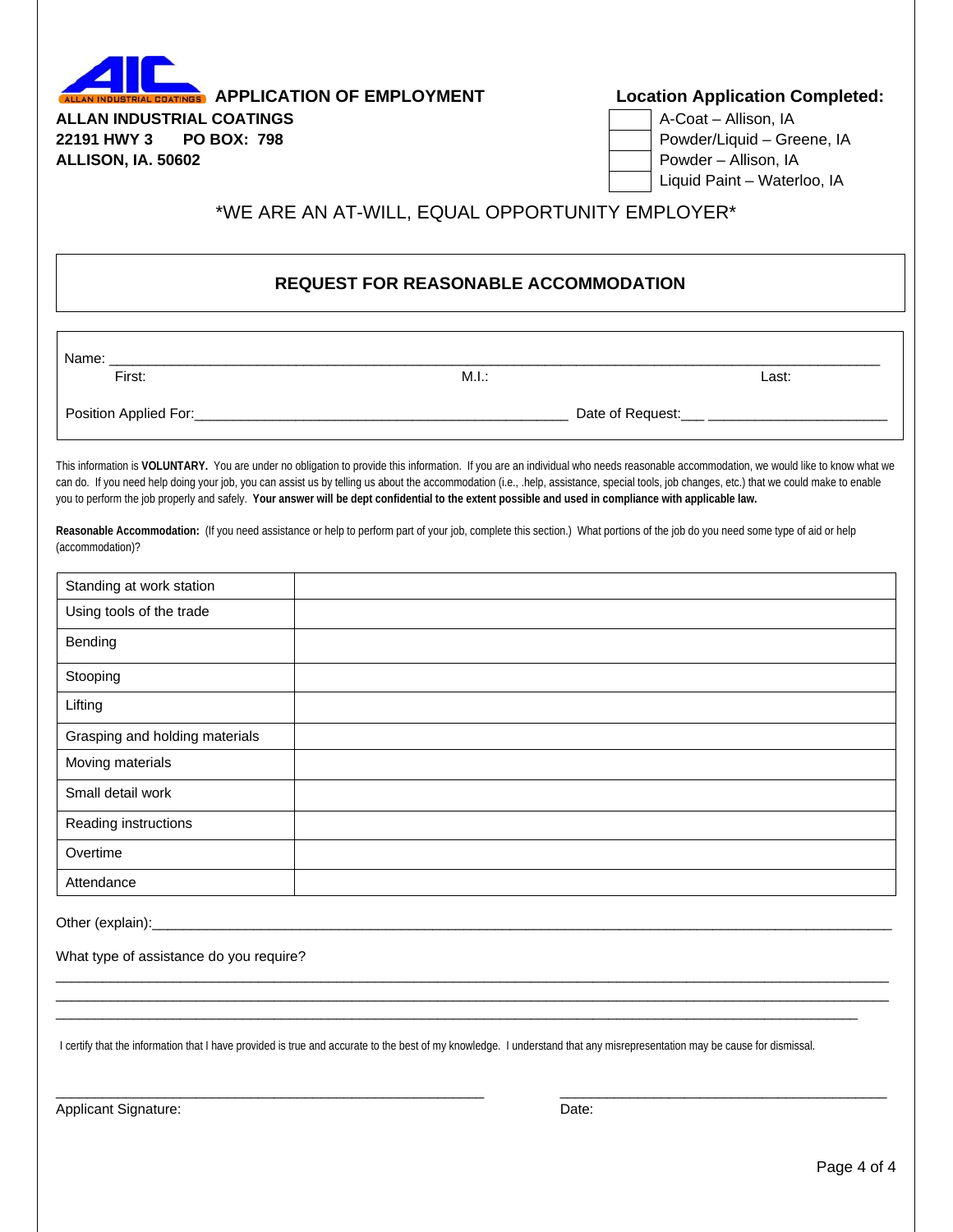**APPLICATION OF EMPLOYMENT**

**ALLAN INDUSTRIAL COATINGS**
**22191 HWY 3 PO BOX: 798**
**ALLISON, IA. 50602**

**Location Application Completed:**

- ☐ A-Coat – Allison, IA
- ☐ Powder/Liquid – Greene, IA
- ☐ Powder – Allison, IA
- ☐ Liquid Paint – Waterloo, IA

*WE ARE AN AT-WILL, EQUAL OPPORTUNITY EMPLOYER*

## REQUEST FOR REASONABLE ACCOMMODATION

Name: ______________________________________________________________________
First: M.I.: Last:

Position Applied For:_______________________________________ Date of Request:___ ____________________

This information is **VOLUNTARY.** You are under no obligation to provide this information. If you are an individual who needs reasonable accommodation, we would like to know what we can do. If you need help doing your job, you can assist us by telling us about the accommodation (i.e., .help, assistance, special tools, job changes, etc.) that we could make to enable you to perform the job properly and safely. **Your answer will be dept confidential to the extent possible and used in compliance with applicable law.**

**Reasonable Accommodation:** (If you need assistance or help to perform part of your job, complete this section.) What portions of the job do you need some type of aid or help (accommodation)?

| | |
|---|---|
| Standing at work station | |
| Using tools of the trade | |
| Bending | |
| Stooping | |
| Lifting | |
| Grasping and holding materials | |
| Moving materials | |
| Small detail work | |
| Reading instructions | |
| Overtime | |
| Attendance | |

Other (explain):____________________________________________________________________________

What type of assistance do you require?

______________________________________________________________________________________________
______________________________________________________________________________________________
______________________________________________________________________________________________

I certify that the information that I have provided is true and accurate to the best of my knowledge. I understand that any misrepresentation may be cause for dismissal.

_______________________________________ _______________________________________
Applicant Signature: Date: